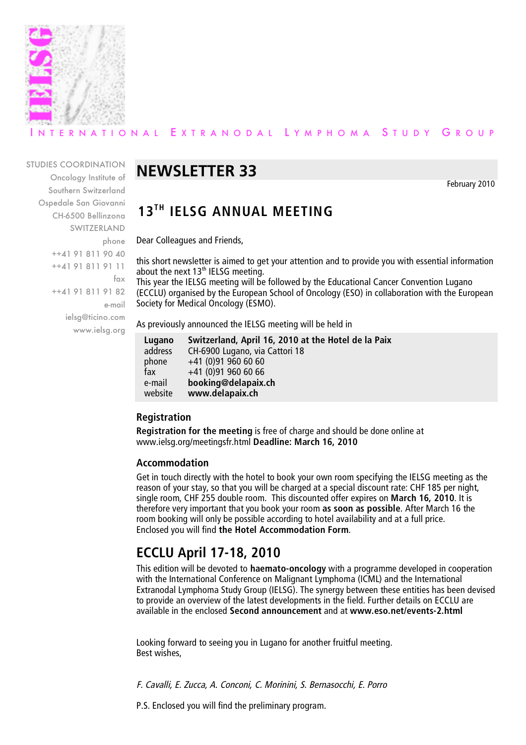IELSG

INTERNATIONAL EXTRANODAL LYMPHOMA STUDY GROUP

STUDIES COORDINATION
Oncology Institute of
Southern Switzerland
Ospedale San Giovanni
CH-6500 Bellinzona
SWITZERLAND
phone
++41 91 811 90 40
++41 91 811 91 11
fax
++41 91 811 91 82
e-mail
ielsg@ticino.com
www.ielsg.org

# NEWSLETTER 33

February 2010

## 13TH IELSG ANNUAL MEETING

Dear Colleagues and Friends,

this short newsletter is aimed to get your attention and to provide you with essential information about the next 13th IELSG meeting.
This year the IELSG meeting will be followed by the Educational Cancer Convention Lugano (ECCLU) organised by the European School of Oncology (ESO) in collaboration with the European Society for Medical Oncology (ESMO).

As previously announced the IELSG meeting will be held in

| | |
|---|---|
| **Lugano** | **Switzerland, April 16, 2010 at the Hotel de la Paix** |
| address | CH-6900 Lugano, via Cattori 18 |
| phone | +41 (0)91 960 60 60 |
| fax | +41 (0)91 960 60 66 |
| e-mail | **booking@delapaix.ch** |
| website | **www.delapaix.ch** |

### Registration

**Registration for the meeting** is free of charge and should be done online at www.ielsg.org/meetingsfr.html **Deadline: March 16, 2010**

### Accommodation

Get in touch directly with the hotel to book your own room specifying the IELSG meeting as the reason of your stay, so that you will be charged at a special discount rate: CHF 185 per night, single room, CHF 255 double room. This discounted offer expires on **March 16, 2010**. It is therefore very important that you book your room **as soon as possible**. After March 16 the room booking will only be possible according to hotel availability and at a full price.
Enclosed you will find **the Hotel Accommodation Form**.

## ECCLU April 17-18, 2010

This edition will be devoted to **haemato-oncology** with a programme developed in cooperation with the International Conference on Malignant Lymphoma (ICML) and the International Extranodal Lymphoma Study Group (IELSG). The synergy between these entities has been devised to provide an overview of the latest developments in the field. Further details on ECCLU are available in the enclosed **Second announcement** and at **www.eso.net/events-2.html**

Looking forward to seeing you in Lugano for another fruitful meeting.
Best wishes,

*F. Cavalli, E. Zucca, A. Conconi, C. Morinini, S. Bernasocchi, E. Porro*

P.S. Enclosed you will find the preliminary program.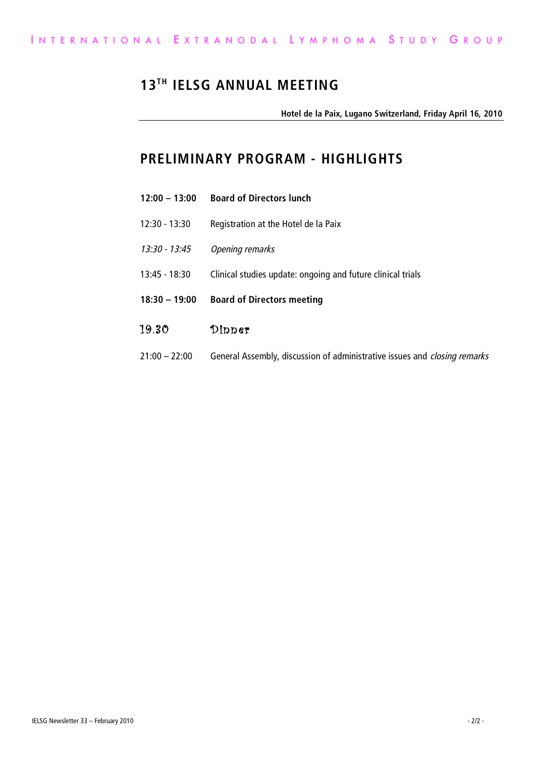# 13TH IELSG ANNUAL MEETING

**Hotel de la Paix, Lugano Switzerland, Friday April 16, 2010**

## PRELIMINARY PROGRAM - HIGHLIGHTS

| | |
|---|---|
| **12:00 – 13:00** | **Board of Directors lunch** |
| 12:30 - 13:30 | Registration at the Hotel de la Paix |
| *13:30 - 13:45* | *Opening remarks* |
| 13:45 - 18:30 | Clinical studies update: ongoing and future clinical trials |
| **18:30 – 19:00** | **Board of Directors meeting** |
| 19.30 | Dinner |
| 21:00 – 22:00 | General Assembly, discussion of administrative issues and *closing remarks* |